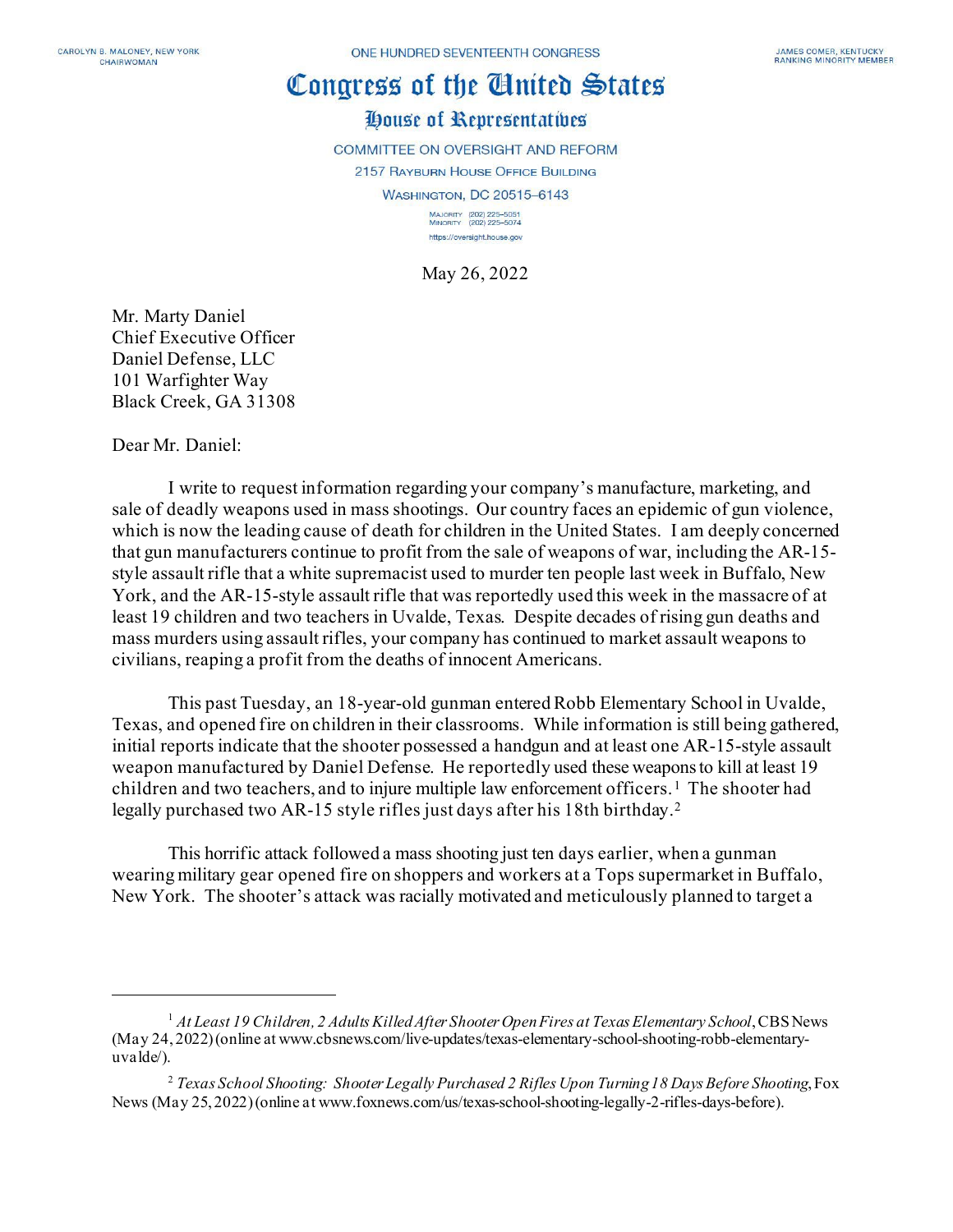CAROLYN B. MALONEY, NEW YORK
CHAIRWOMAN

ONE HUNDRED SEVENTEENTH CONGRESS

JAMES COMER, KENTUCKY
RANKING MINORITY MEMBER

# Congress of the United States

## House of Representatives

COMMITTEE ON OVERSIGHT AND REFORM
2157 RAYBURN HOUSE OFFICE BUILDING
WASHINGTON, DC 20515–6143

MAJORITY (202) 225–5051
MINORITY (202) 225–5074

https://oversight.house.gov

May 26, 2022

Mr. Marty Daniel
Chief Executive Officer
Daniel Defense, LLC
101 Warfighter Way
Black Creek, GA 31308

Dear Mr. Daniel:

I write to request information regarding your company's manufacture, marketing, and sale of deadly weapons used in mass shootings. Our country faces an epidemic of gun violence, which is now the leading cause of death for children in the United States. I am deeply concerned that gun manufacturers continue to profit from the sale of weapons of war, including the AR-15-style assault rifle that a white supremacist used to murder ten people last week in Buffalo, New York, and the AR-15-style assault rifle that was reportedly used this week in the massacre of at least 19 children and two teachers in Uvalde, Texas. Despite decades of rising gun deaths and mass murders using assault rifles, your company has continued to market assault weapons to civilians, reaping a profit from the deaths of innocent Americans.

This past Tuesday, an 18-year-old gunman entered Robb Elementary School in Uvalde, Texas, and opened fire on children in their classrooms. While information is still being gathered, initial reports indicate that the shooter possessed a handgun and at least one AR-15-style assault weapon manufactured by Daniel Defense. He reportedly used these weapons to kill at least 19 children and two teachers, and to injure multiple law enforcement officers.[1] The shooter had legally purchased two AR-15 style rifles just days after his 18th birthday.[2]

This horrific attack followed a mass shooting just ten days earlier, when a gunman wearing military gear opened fire on shoppers and workers at a Tops supermarket in Buffalo, New York. The shooter's attack was racially motivated and meticulously planned to target a

---

[1] *At Least 19 Children, 2 Adults Killed After Shooter Open Fires at Texas Elementary School*, CBS News (May 24, 2022) (online at www.cbsnews.com/live-updates/texas-elementary-school-shooting-robb-elementary-uvalde/).

[2] *Texas School Shooting: Shooter Legally Purchased 2 Rifles Upon Turning 18 Days Before Shooting*, Fox News (May 25, 2022) (online at www.foxnews.com/us/texas-school-shooting-legally-2-rifles-days-before).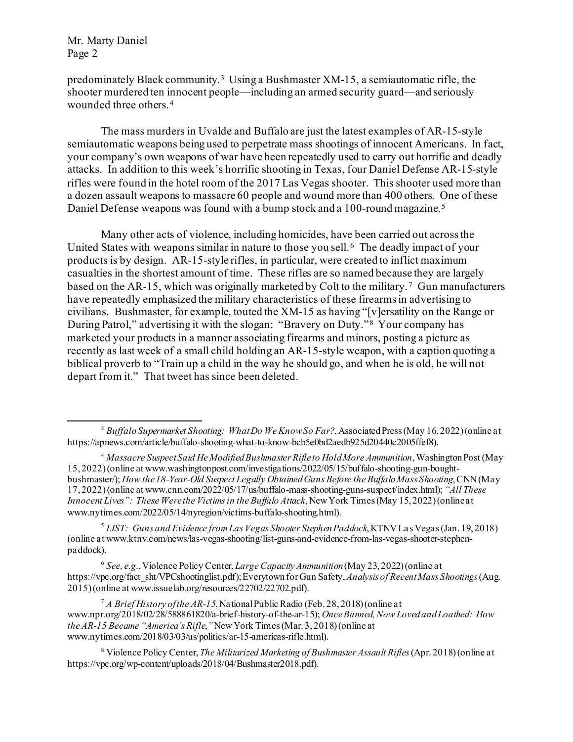predominately Black community.[3] Using a Bushmaster XM-15, a semiautomatic rifle, the shooter murdered ten innocent people—including an armed security guard—and seriously wounded three others.[4]

The mass murders in Uvalde and Buffalo are just the latest examples of AR-15-style semiautomatic weapons being used to perpetrate mass shootings of innocent Americans. In fact, your company's own weapons of war have been repeatedly used to carry out horrific and deadly attacks. In addition to this week's horrific shooting in Texas, four Daniel Defense AR-15-style rifles were found in the hotel room of the 2017 Las Vegas shooter. This shooter used more than a dozen assault weapons to massacre 60 people and wound more than 400 others. One of these Daniel Defense weapons was found with a bump stock and a 100-round magazine.[5]

Many other acts of violence, including homicides, have been carried out across the United States with weapons similar in nature to those you sell.[6] The deadly impact of your products is by design. AR-15-style rifles, in particular, were created to inflict maximum casualties in the shortest amount of time. These rifles are so named because they are largely based on the AR-15, which was originally marketed by Colt to the military.[7] Gun manufacturers have repeatedly emphasized the military characteristics of these firearms in advertising to civilians. Bushmaster, for example, touted the XM-15 as having "[v]ersatility on the Range or During Patrol," advertising it with the slogan: "Bravery on Duty."[8] Your company has marketed your products in a manner associating firearms and minors, posting a picture as recently as last week of a small child holding an AR-15-style weapon, with a caption quoting a biblical proverb to "Train up a child in the way he should go, and when he is old, he will not depart from it." That tweet has since been deleted.

---

[3] *Buffalo Supermarket Shooting: What Do We Know So Far?*, Associated Press (May 16, 2022) (online at https://apnews.com/article/buffalo-shooting-what-to-know-bcb5e0bd2aedb925d20440c2005ffef8).

[4] *Massacre Suspect Said He Modified Bushmaster Rifle to Hold More Ammunition*, Washington Post (May 15, 2022) (online at www.washingtonpost.com/investigations/2022/05/15/buffalo-shooting-gun-bought-bushmaster/); *How the 18-Year-Old Suspect Legally Obtained Guns Before the Buffalo Mass Shooting*, CNN (May 17, 2022) (online at www.cnn.com/2022/05/17/us/buffalo-mass-shooting-guns-suspect/index.html); *"All These Innocent Lives": These Were the Victims in the Buffalo Attack*, New York Times (May 15, 2022) (online at www.nytimes.com/2022/05/14/nyregion/victims-buffalo-shooting.html).

[5] *LIST: Guns and Evidence from Las Vegas Shooter Stephen Paddock*, KTNV Las Vegas (Jan. 19, 2018) (online at www.ktnv.com/news/las-vegas-shooting/list-guns-and-evidence-from-las-vegas-shooter-stephen-paddock).

[6] *See, e.g.*, Violence Policy Center, *Large Capacity Ammunition* (May 23, 2022) (online at https://vpc.org/fact_sht/VPCshootinglist.pdf); Everytown for Gun Safety, *Analysis of Recent Mass Shootings* (Aug. 2015) (online at www.issuelab.org/resources/22702/22702.pdf).

[7] *A Brief History of the AR-15*, National Public Radio (Feb. 28, 2018) (online at www.npr.org/2018/02/28/588861820/a-brief-history-of-the-ar-15); *Once Banned, Now Loved and Loathed: How the AR-15 Became "America's Rifle*,*"* New York Times (Mar. 3, 2018) (online at www.nytimes.com/2018/03/03/us/politics/ar-15-americas-rifle.html).

[8] Violence Policy Center, *The Militarized Marketing of Bushmaster Assault Rifles* (Apr. 2018) (online at https://vpc.org/wp-content/uploads/2018/04/Bushmaster2018.pdf).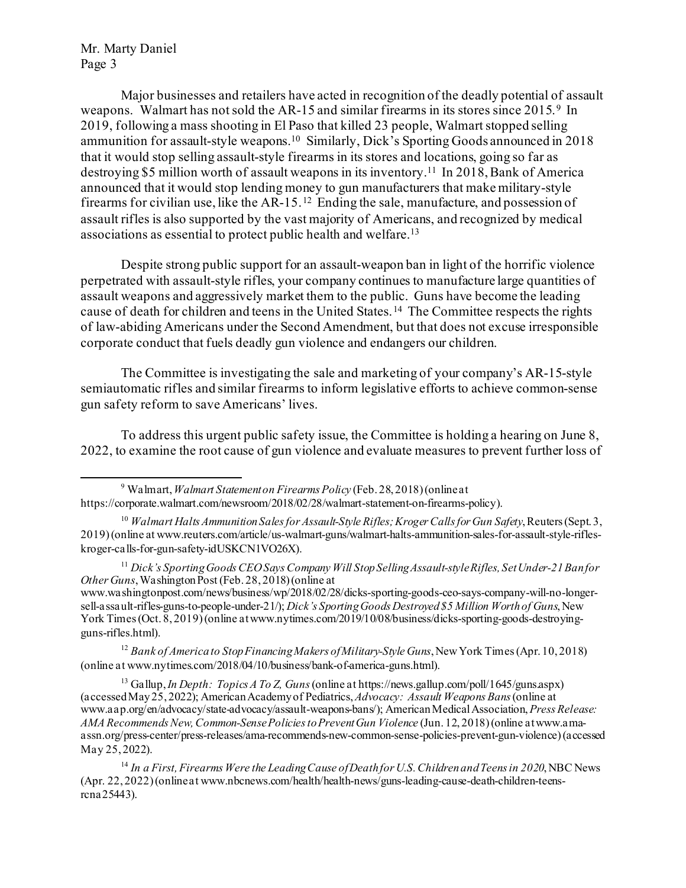Major businesses and retailers have acted in recognition of the deadly potential of assault weapons. Walmart has not sold the AR-15 and similar firearms in its stores since 2015.[9] In 2019, following a mass shooting in El Paso that killed 23 people, Walmart stopped selling ammunition for assault-style weapons.[10] Similarly, Dick's Sporting Goods announced in 2018 that it would stop selling assault-style firearms in its stores and locations, going so far as destroying $5 million worth of assault weapons in its inventory.[11] In 2018, Bank of America announced that it would stop lending money to gun manufacturers that make military-style firearms for civilian use, like the AR-15.[12] Ending the sale, manufacture, and possession of assault rifles is also supported by the vast majority of Americans, and recognized by medical associations as essential to protect public health and welfare.[13]

Despite strong public support for an assault-weapon ban in light of the horrific violence perpetrated with assault-style rifles, your company continues to manufacture large quantities of assault weapons and aggressively market them to the public. Guns have become the leading cause of death for children and teens in the United States.[14] The Committee respects the rights of law-abiding Americans under the Second Amendment, but that does not excuse irresponsible corporate conduct that fuels deadly gun violence and endangers our children.

The Committee is investigating the sale and marketing of your company's AR-15-style semiautomatic rifles and similar firearms to inform legislative efforts to achieve common-sense gun safety reform to save Americans' lives.

To address this urgent public safety issue, the Committee is holding a hearing on June 8, 2022, to examine the root cause of gun violence and evaluate measures to prevent further loss of

---

[9] Walmart, *Walmart Statement on Firearms Policy* (Feb. 28, 2018) (online at https://corporate.walmart.com/newsroom/2018/02/28/walmart-statement-on-firearms-policy).

[10] *Walmart Halts Ammunition Sales for Assault-Style Rifles; Kroger Calls for Gun Safety*, Reuters (Sept. 3, 2019) (online at www.reuters.com/article/us-walmart-guns/walmart-halts-ammunition-sales-for-assault-style-rifles-kroger-calls-for-gun-safety-idUSKCN1VO26X).

[11] *Dick's Sporting Goods CEO Says Company Will Stop Selling Assault-style Rifles, Set Under-21 Ban for Other Guns*, Washington Post (Feb. 28, 2018) (online at www.washingtonpost.com/news/business/wp/2018/02/28/dicks-sporting-goods-ceo-says-company-will-no-longer-sell-assault-rifles-guns-to-people-under-21/); *Dick's Sporting Goods Destroyed $5 Million Worth of Guns*, New York Times (Oct. 8, 2019) (online at www.nytimes.com/2019/10/08/business/dicks-sporting-goods-destroying-guns-rifles.html).

[12] *Bank of America to Stop Financing Makers of Military-Style Guns*, New York Times (Apr. 10, 2018) (online at www.nytimes.com/2018/04/10/business/bank-of-america-guns.html).

[13] Gallup, *In Depth: Topics A To Z, Guns* (online at https://news.gallup.com/poll/1645/guns.aspx) (accessed May 25, 2022); American Academy of Pediatrics, *Advocacy: Assault Weapons Bans* (online at www.aap.org/en/advocacy/state-advocacy/assault-weapons-bans/); American Medical Association, *Press Release: AMA Recommends New, Common-Sense Policies to Prevent Gun Violence* (Jun. 12, 2018) (online at www.ama-assn.org/press-center/press-releases/ama-recommends-new-common-sense-policies-prevent-gun-violence) (accessed May 25, 2022).

[14] *In a First, Firearms Were the Leading Cause of Death for U.S. Children and Teens in 2020*, NBC News (Apr. 22, 2022) (online at www.nbcnews.com/health/health-news/guns-leading-cause-death-children-teens-rcna25443).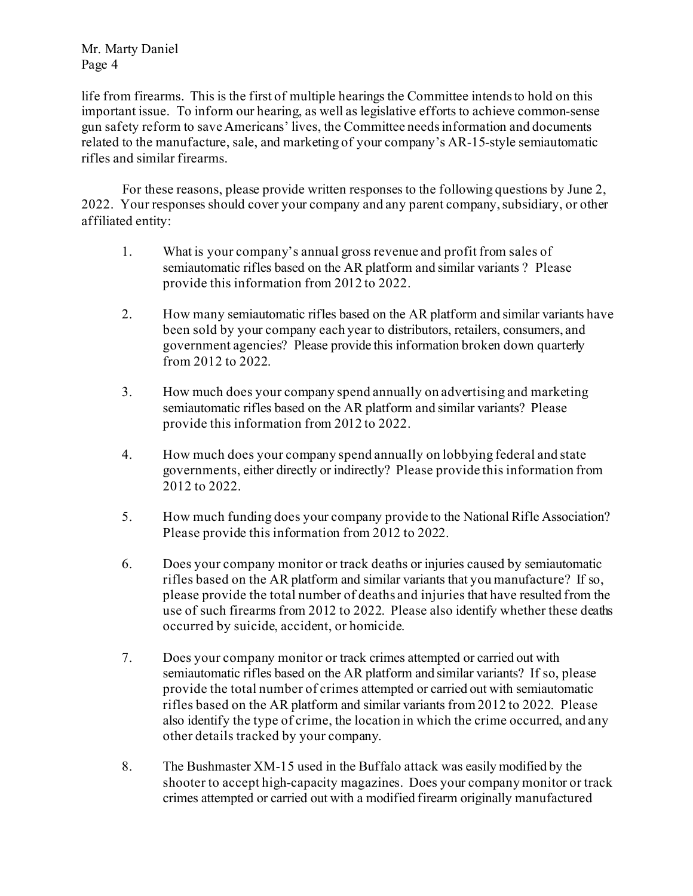life from firearms. This is the first of multiple hearings the Committee intends to hold on this important issue. To inform our hearing, as well as legislative efforts to achieve common-sense gun safety reform to save Americans' lives, the Committee needs information and documents related to the manufacture, sale, and marketing of your company's AR-15-style semiautomatic rifles and similar firearms.

For these reasons, please provide written responses to the following questions by June 2, 2022. Your responses should cover your company and any parent company, subsidiary, or other affiliated entity:

1. What is your company's annual gross revenue and profit from sales of semiautomatic rifles based on the AR platform and similar variants ? Please provide this information from 2012 to 2022.

2. How many semiautomatic rifles based on the AR platform and similar variants have been sold by your company each year to distributors, retailers, consumers, and government agencies? Please provide this information broken down quarterly from 2012 to 2022.

3. How much does your company spend annually on advertising and marketing semiautomatic rifles based on the AR platform and similar variants? Please provide this information from 2012 to 2022.

4. How much does your company spend annually on lobbying federal and state governments, either directly or indirectly? Please provide this information from 2012 to 2022.

5. How much funding does your company provide to the National Rifle Association? Please provide this information from 2012 to 2022.

6. Does your company monitor or track deaths or injuries caused by semiautomatic rifles based on the AR platform and similar variants that you manufacture? If so, please provide the total number of deaths and injuries that have resulted from the use of such firearms from 2012 to 2022. Please also identify whether these deaths occurred by suicide, accident, or homicide.

7. Does your company monitor or track crimes attempted or carried out with semiautomatic rifles based on the AR platform and similar variants? If so, please provide the total number of crimes attempted or carried out with semiautomatic rifles based on the AR platform and similar variants from 2012 to 2022. Please also identify the type of crime, the location in which the crime occurred, and any other details tracked by your company.

8. The Bushmaster XM-15 used in the Buffalo attack was easily modified by the shooter to accept high-capacity magazines. Does your company monitor or track crimes attempted or carried out with a modified firearm originally manufactured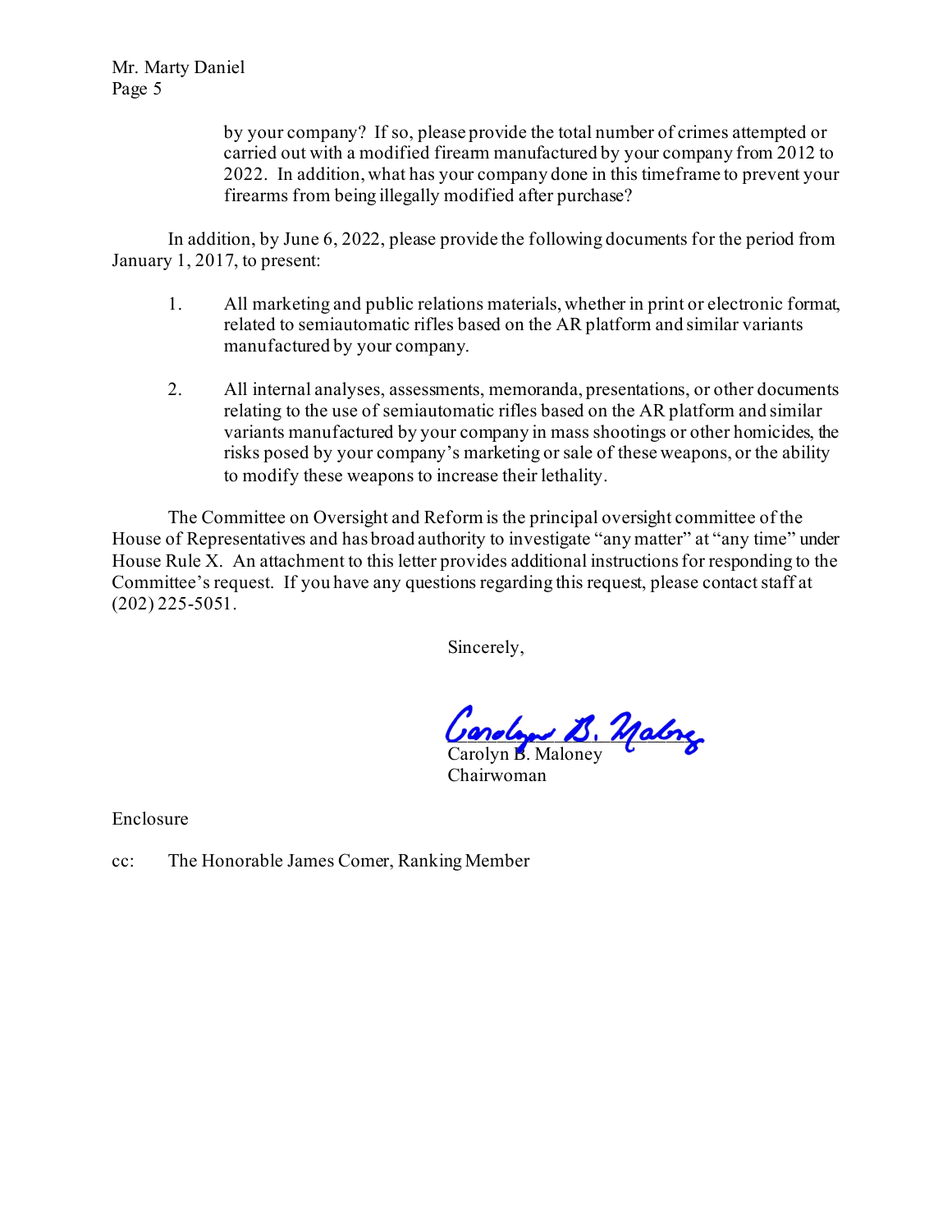by your company? If so, please provide the total number of crimes attempted or carried out with a modified firearm manufactured by your company from 2012 to 2022. In addition, what has your company done in this timeframe to prevent your firearms from being illegally modified after purchase?

In addition, by June 6, 2022, please provide the following documents for the period from January 1, 2017, to present:

1. All marketing and public relations materials, whether in print or electronic format, related to semiautomatic rifles based on the AR platform and similar variants manufactured by your company.

2. All internal analyses, assessments, memoranda, presentations, or other documents relating to the use of semiautomatic rifles based on the AR platform and similar variants manufactured by your company in mass shootings or other homicides, the risks posed by your company's marketing or sale of these weapons, or the ability to modify these weapons to increase their lethality.

The Committee on Oversight and Reform is the principal oversight committee of the House of Representatives and has broad authority to investigate "any matter" at "any time" under House Rule X. An attachment to this letter provides additional instructions for responding to the Committee's request. If you have any questions regarding this request, please contact staff at (202) 225-5051.

Sincerely,

Carolyn B. Maloney
Chairwoman

Enclosure

cc: The Honorable James Comer, Ranking Member